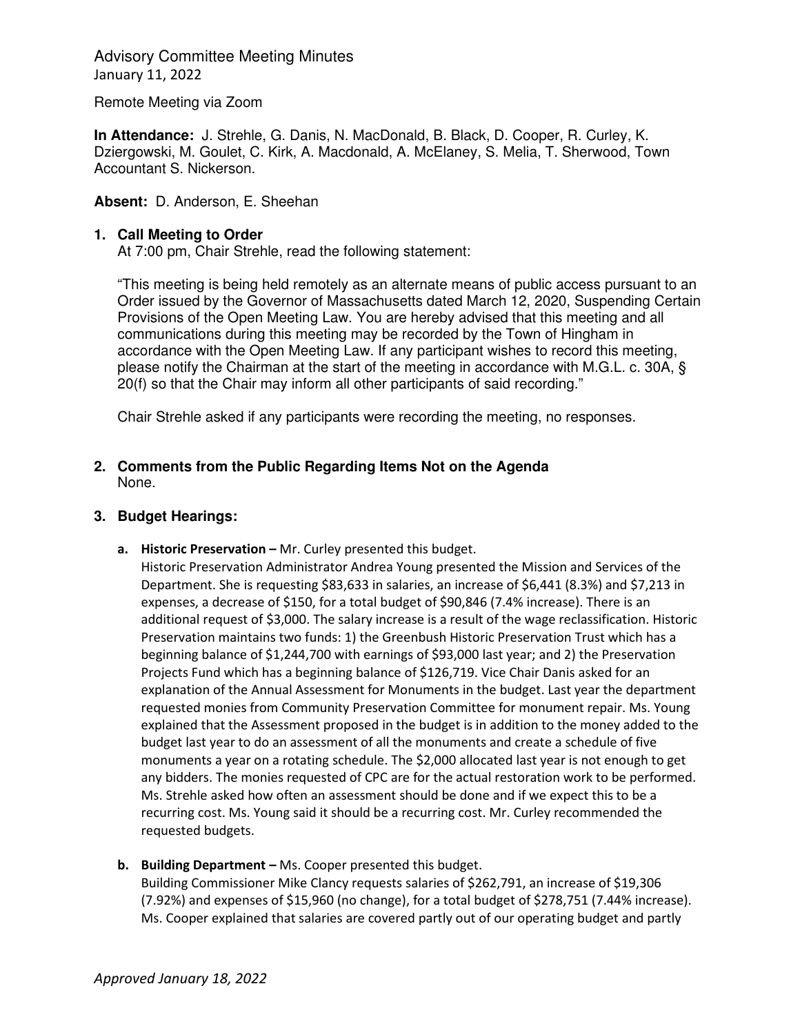# Advisory Committee Meeting Minutes

January 11, 2022

Remote Meeting via Zoom

**In Attendance:** J. Strehle, G. Danis, N. MacDonald, B. Black, D. Cooper, R. Curley, K. Dziergowski, M. Goulet, C. Kirk, A. Macdonald, A. McElaney, S. Melia, T. Sherwood, Town Accountant S. Nickerson.

**Absent:** D. Anderson, E. Sheehan

1. **Call Meeting to Order**

   At 7:00 pm, Chair Strehle, read the following statement:

   "This meeting is being held remotely as an alternate means of public access pursuant to an Order issued by the Governor of Massachusetts dated March 12, 2020, Suspending Certain Provisions of the Open Meeting Law. You are hereby advised that this meeting and all communications during this meeting may be recorded by the Town of Hingham in accordance with the Open Meeting Law. If any participant wishes to record this meeting, please notify the Chairman at the start of the meeting in accordance with M.G.L. c. 30A, § 20(f) so that the Chair may inform all other participants of said recording."

   Chair Strehle asked if any participants were recording the meeting, no responses.

2. **Comments from the Public Regarding Items Not on the Agenda**

   None.

3. **Budget Hearings:**

   a. **Historic Preservation –** Mr. Curley presented this budget.

      Historic Preservation Administrator Andrea Young presented the Mission and Services of the Department. She is requesting $83,633 in salaries, an increase of $6,441 (8.3%) and $7,213 in expenses, a decrease of $150, for a total budget of $90,846 (7.4% increase). There is an additional request of $3,000. The salary increase is a result of the wage reclassification. Historic Preservation maintains two funds: 1) the Greenbush Historic Preservation Trust which has a beginning balance of $1,244,700 with earnings of $93,000 last year; and 2) the Preservation Projects Fund which has a beginning balance of $126,719. Vice Chair Danis asked for an explanation of the Annual Assessment for Monuments in the budget. Last year the department requested monies from Community Preservation Committee for monument repair. Ms. Young explained that the Assessment proposed in the budget is in addition to the money added to the budget last year to do an assessment of all the monuments and create a schedule of five monuments a year on a rotating schedule. The $2,000 allocated last year is not enough to get any bidders. The monies requested of CPC are for the actual restoration work to be performed. Ms. Strehle asked how often an assessment should be done and if we expect this to be a recurring cost. Ms. Young said it should be a recurring cost. Mr. Curley recommended the requested budgets.

   b. **Building Department –** Ms. Cooper presented this budget.

      Building Commissioner Mike Clancy requests salaries of $262,791, an increase of $19,306 (7.92%) and expenses of $15,960 (no change), for a total budget of $278,751 (7.44% increase). Ms. Cooper explained that salaries are covered partly out of our operating budget and partly

*Approved January 18, 2022*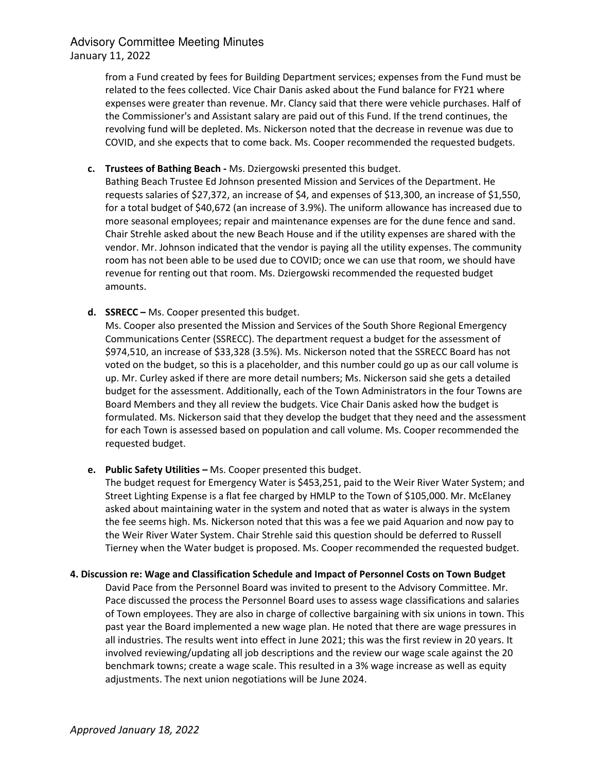from a Fund created by fees for Building Department services; expenses from the Fund must be related to the fees collected. Vice Chair Danis asked about the Fund balance for FY21 where expenses were greater than revenue. Mr. Clancy said that there were vehicle purchases. Half of the Commissioner's and Assistant salary are paid out of this Fund. If the trend continues, the revolving fund will be depleted. Ms. Nickerson noted that the decrease in revenue was due to COVID, and she expects that to come back. Ms. Cooper recommended the requested budgets.

**c. Trustees of Bathing Beach -** Ms. Dziergowski presented this budget.
Bathing Beach Trustee Ed Johnson presented Mission and Services of the Department. He requests salaries of $27,372, an increase of $4, and expenses of $13,300, an increase of $1,550, for a total budget of $40,672 (an increase of 3.9%). The uniform allowance has increased due to more seasonal employees; repair and maintenance expenses are for the dune fence and sand. Chair Strehle asked about the new Beach House and if the utility expenses are shared with the vendor. Mr. Johnson indicated that the vendor is paying all the utility expenses. The community room has not been able to be used due to COVID; once we can use that room, we should have revenue for renting out that room. Ms. Dziergowski recommended the requested budget amounts.

**d. SSRECC –** Ms. Cooper presented this budget.
Ms. Cooper also presented the Mission and Services of the South Shore Regional Emergency Communications Center (SSRECC). The department request a budget for the assessment of $974,510, an increase of $33,328 (3.5%). Ms. Nickerson noted that the SSRECC Board has not voted on the budget, so this is a placeholder, and this number could go up as our call volume is up. Mr. Curley asked if there are more detail numbers; Ms. Nickerson said she gets a detailed budget for the assessment. Additionally, each of the Town Administrators in the four Towns are Board Members and they all review the budgets. Vice Chair Danis asked how the budget is formulated. Ms. Nickerson said that they develop the budget that they need and the assessment for each Town is assessed based on population and call volume. Ms. Cooper recommended the requested budget.

**e. Public Safety Utilities –** Ms. Cooper presented this budget.
The budget request for Emergency Water is $453,251, paid to the Weir River Water System; and Street Lighting Expense is a flat fee charged by HMLP to the Town of $105,000. Mr. McElaney asked about maintaining water in the system and noted that as water is always in the system the fee seems high. Ms. Nickerson noted that this was a fee we paid Aquarion and now pay to the Weir River Water System. Chair Strehle said this question should be deferred to Russell Tierney when the Water budget is proposed. Ms. Cooper recommended the requested budget.

**4. Discussion re: Wage and Classification Schedule and Impact of Personnel Costs on Town Budget**

David Pace from the Personnel Board was invited to present to the Advisory Committee. Mr. Pace discussed the process the Personnel Board uses to assess wage classifications and salaries of Town employees. They are also in charge of collective bargaining with six unions in town. This past year the Board implemented a new wage plan. He noted that there are wage pressures in all industries. The results went into effect in June 2021; this was the first review in 20 years. It involved reviewing/updating all job descriptions and the review our wage scale against the 20 benchmark towns; create a wage scale. This resulted in a 3% wage increase as well as equity adjustments. The next union negotiations will be June 2024.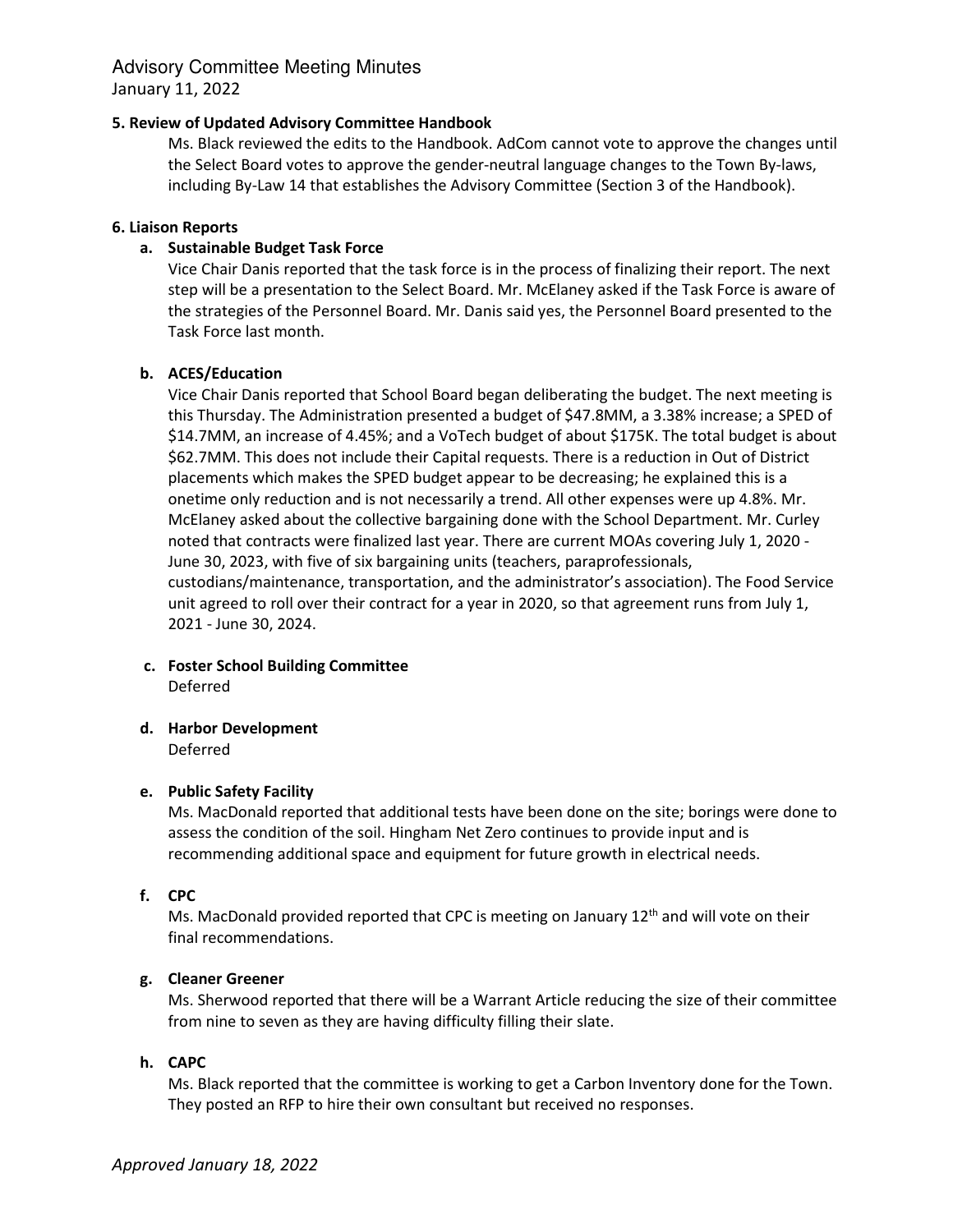**5. Review of Updated Advisory Committee Handbook**

Ms. Black reviewed the edits to the Handbook. AdCom cannot vote to approve the changes until the Select Board votes to approve the gender-neutral language changes to the Town By-laws, including By-Law 14 that establishes the Advisory Committee (Section 3 of the Handbook).

**6. Liaison Reports**

**a. Sustainable Budget Task Force**

Vice Chair Danis reported that the task force is in the process of finalizing their report. The next step will be a presentation to the Select Board. Mr. McElaney asked if the Task Force is aware of the strategies of the Personnel Board. Mr. Danis said yes, the Personnel Board presented to the Task Force last month.

**b. ACES/Education**

Vice Chair Danis reported that School Board began deliberating the budget. The next meeting is this Thursday. The Administration presented a budget of $47.8MM, a 3.38% increase; a SPED of $14.7MM, an increase of 4.45%; and a VoTech budget of about $175K. The total budget is about $62.7MM. This does not include their Capital requests. There is a reduction in Out of District placements which makes the SPED budget appear to be decreasing; he explained this is a onetime only reduction and is not necessarily a trend. All other expenses were up 4.8%. Mr. McElaney asked about the collective bargaining done with the School Department. Mr. Curley noted that contracts were finalized last year. There are current MOAs covering July 1, 2020 - June 30, 2023, with five of six bargaining units (teachers, paraprofessionals, custodians/maintenance, transportation, and the administrator's association). The Food Service unit agreed to roll over their contract for a year in 2020, so that agreement runs from July 1, 2021 - June 30, 2024.

**c. Foster School Building Committee**

Deferred

**d. Harbor Development**

Deferred

**e. Public Safety Facility**

Ms. MacDonald reported that additional tests have been done on the site; borings were done to assess the condition of the soil. Hingham Net Zero continues to provide input and is recommending additional space and equipment for future growth in electrical needs.

**f. CPC**

Ms. MacDonald provided reported that CPC is meeting on January 12th and will vote on their final recommendations.

**g. Cleaner Greener**

Ms. Sherwood reported that there will be a Warrant Article reducing the size of their committee from nine to seven as they are having difficulty filling their slate.

**h. CAPC**

Ms. Black reported that the committee is working to get a Carbon Inventory done for the Town. They posted an RFP to hire their own consultant but received no responses.

*Approved January 18, 2022*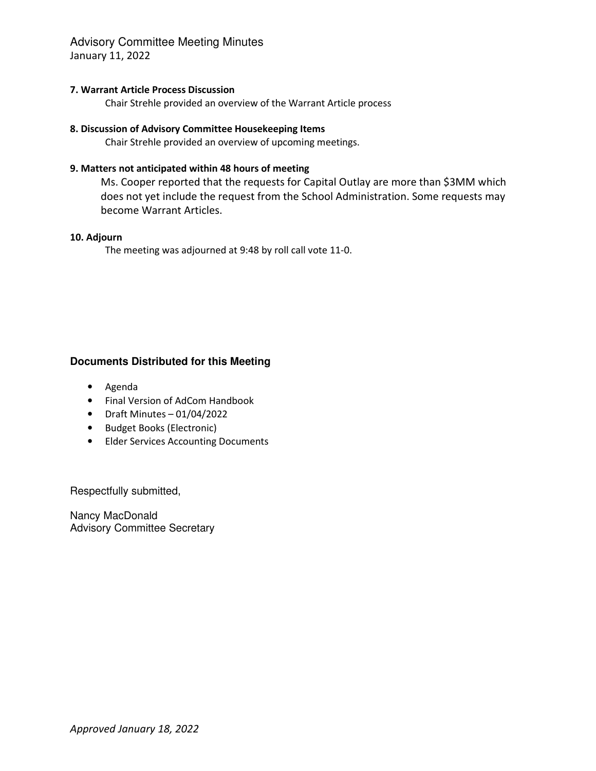**7. Warrant Article Process Discussion**

Chair Strehle provided an overview of the Warrant Article process

**8. Discussion of Advisory Committee Housekeeping Items**

Chair Strehle provided an overview of upcoming meetings.

**9. Matters not anticipated within 48 hours of meeting**

Ms. Cooper reported that the requests for Capital Outlay are more than $3MM which does not yet include the request from the School Administration. Some requests may become Warrant Articles.

**10. Adjourn**

The meeting was adjourned at 9:48 by roll call vote 11-0.

### Documents Distributed for this Meeting

- Agenda
- Final Version of AdCom Handbook
- Draft Minutes – 01/04/2022
- Budget Books (Electronic)
- Elder Services Accounting Documents

Respectfully submitted,

Nancy MacDonald
Advisory Committee Secretary

*Approved January 18, 2022*